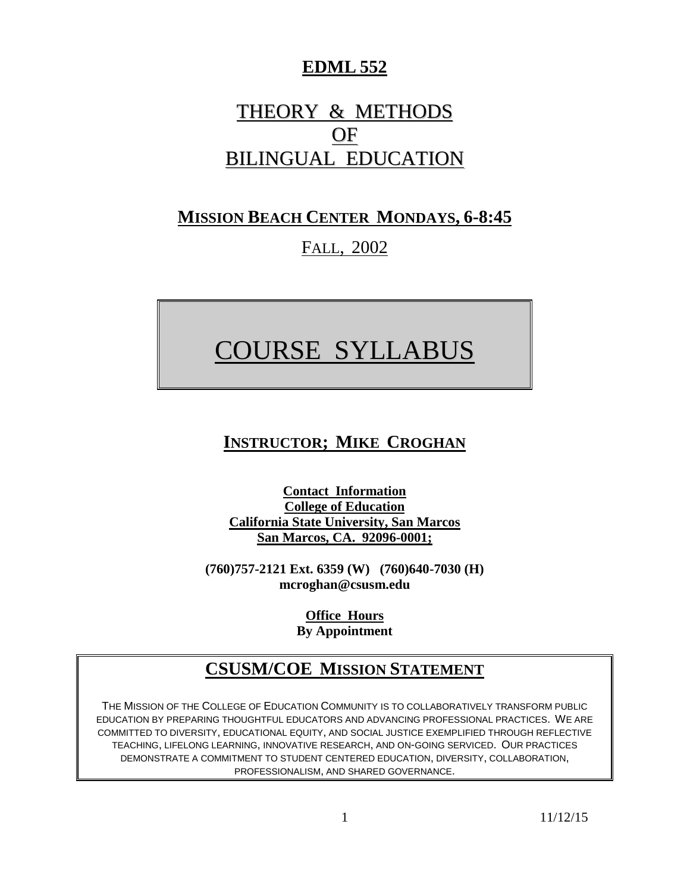# EDML 552

# THEORY & METHODS OF BILINGUAL EDUCATION

## MISSION BEACH CENTER MONDAYS, 6-8:45

FALL, 2002

# COURSE SYLLABUS

## INSTRUCTOR; MIKE CROGHAN

**Contact Information**
**College of Education**
**California State University, San Marcos**
**San Marcos, CA. 92096-0001;**

**(760)757-2121 Ext. 6359 (W) (760)640-7030 (H)**
**mcroghan@csusm.edu**

**Office Hours**
**By Appointment**

## CSUSM/COE MISSION STATEMENT

THE MISSION OF THE COLLEGE OF EDUCATION COMMUNITY IS TO COLLABORATIVELY TRANSFORM PUBLIC EDUCATION BY PREPARING THOUGHTFUL EDUCATORS AND ADVANCING PROFESSIONAL PRACTICES. WE ARE COMMITTED TO DIVERSITY, EDUCATIONAL EQUITY, AND SOCIAL JUSTICE EXEMPLIFIED THROUGH REFLECTIVE TEACHING, LIFELONG LEARNING, INNOVATIVE RESEARCH, AND ON-GOING SERVICED. OUR PRACTICES DEMONSTRATE A COMMITMENT TO STUDENT CENTERED EDUCATION, DIVERSITY, COLLABORATION, PROFESSIONALISM, AND SHARED GOVERNANCE.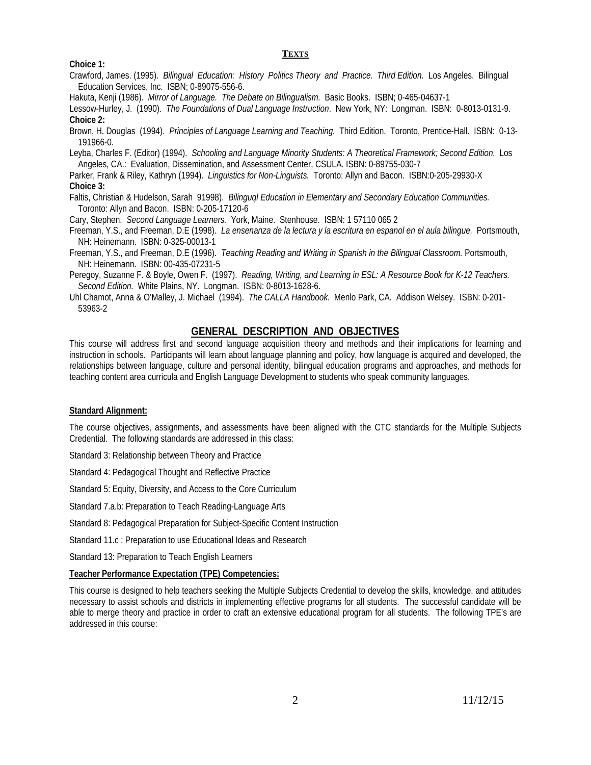## TEXTS

**Choice 1:**

Crawford, James. (1995). *Bilingual Education: History Politics Theory and Practice. Third Edition.* Los Angeles. Bilingual Education Services, Inc. ISBN; 0-89075-556-6.

Hakuta, Kenji (1986). *Mirror of Language. The Debate on Bilingualism.* Basic Books. ISBN; 0-465-04637-1

Lessow-Hurley, J. (1990). *The Foundations of Dual Language Instruction*. New York, NY: Longman. ISBN: 0-8013-0131-9.

**Choice 2:**

Brown, H. Douglas (1994). *Principles of Language Learning and Teaching.* Third Edition. Toronto, Prentice-Hall. ISBN: 0-13-191966-0.

Leyba, Charles F. (Editor) (1994). *Schooling and Language Minority Students: A Theoretical Framework; Second Edition.* Los Angeles, CA.: Evaluation, Dissemination, and Assessment Center, CSULA. ISBN: 0-89755-030-7

Parker, Frank & Riley, Kathryn (1994). *Linguistics for Non-Linguists.* Toronto: Allyn and Bacon. ISBN:0-205-29930-X

**Choice 3:**

Faltis, Christian & Hudelson, Sarah 91998). *Bilinguql Education in Elementary and Secondary Education Communities.* Toronto: Allyn and Bacon. ISBN: 0-205-17120-6

Cary, Stephen. *Second Language Learners.* York, Maine. Stenhouse. ISBN: 1 57110 065 2

Freeman, Y.S., and Freeman, D.E (1998). *La ensenanza de la lectura y la escritura en espanol en el aula bilingue.* Portsmouth, NH: Heinemann. ISBN: 0-325-00013-1

Freeman, Y.S., and Freeman, D.E (1996). *Teaching Reading and Writing in Spanish in the Bilingual Classroom.* Portsmouth, NH: Heinemann. ISBN: 00-435-07231-5

Peregoy, Suzanne F. & Boyle, Owen F. (1997). *Reading, Writing, and Learning in ESL: A Resource Book for K-12 Teachers. Second Edition.* White Plains, NY. Longman. ISBN: 0-8013-1628-6.

Uhl Chamot, Anna & O'Malley, J. Michael (1994). *The CALLA Handbook*. Menlo Park, CA. Addison Welsey. ISBN: 0-201-53963-2

## GENERAL DESCRIPTION AND OBJECTIVES

This course will address first and second language acquisition theory and methods and their implications for learning and instruction in schools. Participants will learn about language planning and policy, how language is acquired and developed, the relationships between language, culture and personal identity, bilingual education programs and approaches, and methods for teaching content area curricula and English Language Development to students who speak community languages.

**Standard Alignment:**

The course objectives, assignments, and assessments have been aligned with the CTC standards for the Multiple Subjects Credential. The following standards are addressed in this class:

Standard 3: Relationship between Theory and Practice

Standard 4: Pedagogical Thought and Reflective Practice

Standard 5: Equity, Diversity, and Access to the Core Curriculum

Standard 7.a.b: Preparation to Teach Reading-Language Arts

Standard 8: Pedagogical Preparation for Subject-Specific Content Instruction

Standard 11.c : Preparation to use Educational Ideas and Research

Standard 13: Preparation to Teach English Learners

**Teacher Performance Expectation (TPE) Competencies:**

This course is designed to help teachers seeking the Multiple Subjects Credential to develop the skills, knowledge, and attitudes necessary to assist schools and districts in implementing effective programs for all students. The successful candidate will be able to merge theory and practice in order to craft an extensive educational program for all students. The following TPE's are addressed in this course: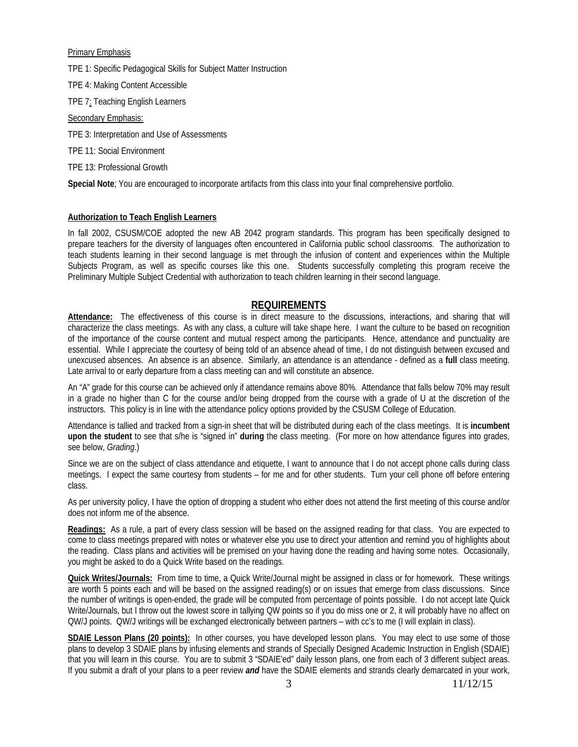Primary Emphasis

TPE 1: Specific Pedagogical Skills for Subject Matter Instruction

TPE 4: Making Content Accessible

TPE 7: Teaching English Learners

Secondary Emphasis:

TPE 3: Interpretation and Use of Assessments

TPE 11: Social Environment

TPE 13: Professional Growth

**Special Note**; You are encouraged to incorporate artifacts from this class into your final comprehensive portfolio.

**Authorization to Teach English Learners**

In fall 2002, CSUSM/COE adopted the new AB 2042 program standards. This program has been specifically designed to prepare teachers for the diversity of languages often encountered in California public school classrooms. The authorization to teach students learning in their second language is met through the infusion of content and experiences within the Multiple Subjects Program, as well as specific courses like this one. Students successfully completing this program receive the Preliminary Multiple Subject Credential with authorization to teach children learning in their second language.

## REQUIREMENTS

**Attendance:** The effectiveness of this course is in direct measure to the discussions, interactions, and sharing that will characterize the class meetings. As with any class, a culture will take shape here. I want the culture to be based on recognition of the importance of the course content and mutual respect among the participants. Hence, attendance and punctuality are essential. While I appreciate the courtesy of being told of an absence ahead of time, I do not distinguish between excused and unexcused absences. An absence is an absence. Similarly, an attendance is an attendance - defined as a **full** class meeting. Late arrival to or early departure from a class meeting can and will constitute an absence.

An "A" grade for this course can be achieved only if attendance remains above 80%. Attendance that falls below 70% may result in a grade no higher than C for the course and/or being dropped from the course with a grade of U at the discretion of the instructors. This policy is in line with the attendance policy options provided by the CSUSM College of Education.

Attendance is tallied and tracked from a sign-in sheet that will be distributed during each of the class meetings. It is **incumbent upon the student** to see that s/he is "signed in" **during** the class meeting. (For more on how attendance figures into grades, see below, *Grading.*)

Since we are on the subject of class attendance and etiquette, I want to announce that I do not accept phone calls during class meetings. I expect the same courtesy from students – for me and for other students. Turn your cell phone off before entering class.

As per university policy, I have the option of dropping a student who either does not attend the first meeting of this course and/or does not inform me of the absence.

**Readings:** As a rule, a part of every class session will be based on the assigned reading for that class. You are expected to come to class meetings prepared with notes or whatever else you use to direct your attention and remind you of highlights about the reading. Class plans and activities will be premised on your having done the reading and having some notes. Occasionally, you might be asked to do a Quick Write based on the readings.

**Quick Writes/Journals:** From time to time, a Quick Write/Journal might be assigned in class or for homework. These writings are worth 5 points each and will be based on the assigned reading(s) or on issues that emerge from class discussions. Since the number of writings is open-ended, the grade will be computed from percentage of points possible. I do not accept late Quick Write/Journals, but I throw out the lowest score in tallying QW points so if you do miss one or 2, it will probably have no affect on QW/J points. QW/J writings will be exchanged electronically between partners – with cc's to me (I will explain in class).

**SDAIE Lesson Plans (20 points):** In other courses, you have developed lesson plans. You may elect to use some of those plans to develop 3 SDAIE plans by infusing elements and strands of Specially Designed Academic Instruction in English (SDAIE) that you will learn in this course. You are to submit 3 "SDAIE'ed" daily lesson plans, one from each of 3 different subject areas. If you submit a draft of your plans to a peer review ***and*** have the SDAIE elements and strands clearly demarcated in your work,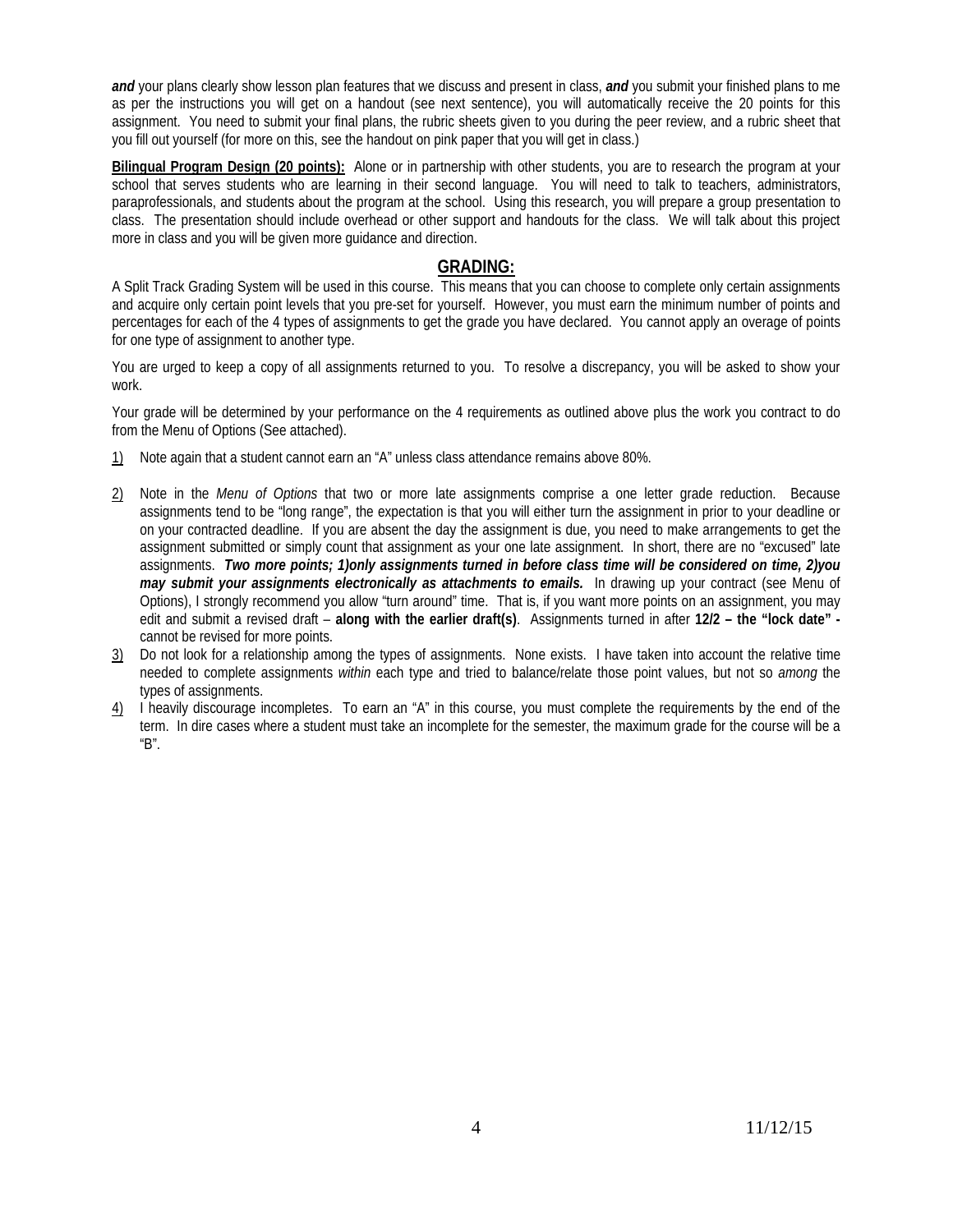***and*** your plans clearly show lesson plan features that we discuss and present in class, ***and*** you submit your finished plans to me as per the instructions you will get on a handout (see next sentence), you will automatically receive the 20 points for this assignment. You need to submit your final plans, the rubric sheets given to you during the peer review, and a rubric sheet that you fill out yourself (for more on this, see the handout on pink paper that you will get in class.)

**Bilingual Program Design (20 points):** Alone or in partnership with other students, you are to research the program at your school that serves students who are learning in their second language. You will need to talk to teachers, administrators, paraprofessionals, and students about the program at the school. Using this research, you will prepare a group presentation to class. The presentation should include overhead or other support and handouts for the class. We will talk about this project more in class and you will be given more guidance and direction.

## GRADING:

A Split Track Grading System will be used in this course. This means that you can choose to complete only certain assignments and acquire only certain point levels that you pre-set for yourself. However, you must earn the minimum number of points and percentages for each of the 4 types of assignments to get the grade you have declared. You cannot apply an overage of points for one type of assignment to another type.

You are urged to keep a copy of all assignments returned to you. To resolve a discrepancy, you will be asked to show your work.

Your grade will be determined by your performance on the 4 requirements as outlined above plus the work you contract to do from the Menu of Options (See attached).

1) Note again that a student cannot earn an "A" unless class attendance remains above 80%.

2) Note in the *Menu of Options* that two or more late assignments comprise a one letter grade reduction. Because assignments tend to be "long range", the expectation is that you will either turn the assignment in prior to your deadline or on your contracted deadline. If you are absent the day the assignment is due, you need to make arrangements to get the assignment submitted or simply count that assignment as your one late assignment. In short, there are no "excused" late assignments. ***Two more points; 1)only assignments turned in before class time will be considered on time, 2)you may submit your assignments electronically as attachments to emails.*** In drawing up your contract (see Menu of Options), I strongly recommend you allow "turn around" time. That is, if you want more points on an assignment, you may edit and submit a revised draft – **along with the earlier draft(s)**. Assignments turned in after **12/2 – the "lock date" -** cannot be revised for more points.

3) Do not look for a relationship among the types of assignments. None exists. I have taken into account the relative time needed to complete assignments *within* each type and tried to balance/relate those point values, but not so *among* the types of assignments.

4) I heavily discourage incompletes. To earn an "A" in this course, you must complete the requirements by the end of the term. In dire cases where a student must take an incomplete for the semester, the maximum grade for the course will be a "B".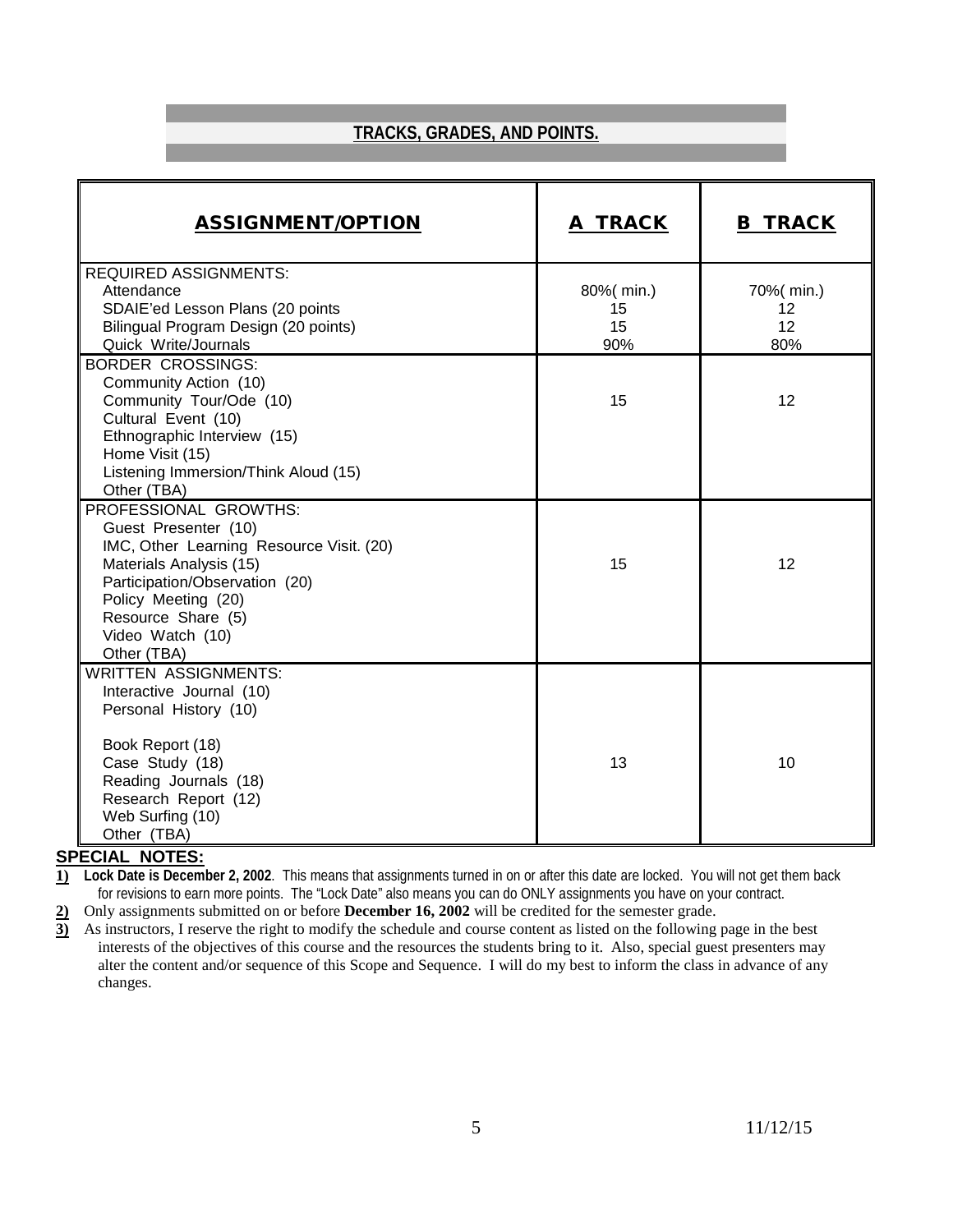## TRACKS, GRADES, AND POINTS.

| ASSIGNMENT/OPTION | A TRACK | B TRACK |
|---|---|---|
| REQUIRED ASSIGNMENTS: | | |
| Attendance | 80%( min.) | 70%( min.) |
| SDAIE'ed Lesson Plans (20 points | 15 | 12 |
| Bilingual Program Design (20 points) | 15 | 12 |
| Quick Write/Journals | 90% | 80% |
| BORDER CROSSINGS:<br>Community Action (10)<br>Community Tour/Ode (10)<br>Cultural Event (10)<br>Ethnographic Interview (15)<br>Home Visit (15)<br>Listening Immersion/Think Aloud (15)<br>Other (TBA) | 15 | 12 |
| PROFESSIONAL GROWTHS:<br>Guest Presenter (10)<br>IMC, Other Learning Resource Visit. (20)<br>Materials Analysis (15)<br>Participation/Observation (20)<br>Policy Meeting (20)<br>Resource Share (5)<br>Video Watch (10)<br>Other (TBA) | 15 | 12 |
| WRITTEN ASSIGNMENTS:<br>Interactive Journal (10)<br>Personal History (10)<br><br>Book Report (18)<br>Case Study (18)<br>Reading Journals (18)<br>Research Report (12)<br>Web Surfing (10)<br>Other (TBA) | 13 | 10 |

**SPECIAL NOTES:**

1) **Lock Date is December 2, 2002**. This means that assignments turned in on or after this date are locked. You will not get them back for revisions to earn more points. The "Lock Date" also means you can do ONLY assignments you have on your contract.
2) Only assignments submitted on or before **December 16, 2002** will be credited for the semester grade.
3) As instructors, I reserve the right to modify the schedule and course content as listed on the following page in the best interests of the objectives of this course and the resources the students bring to it. Also, special guest presenters may alter the content and/or sequence of this Scope and Sequence. I will do my best to inform the class in advance of any changes.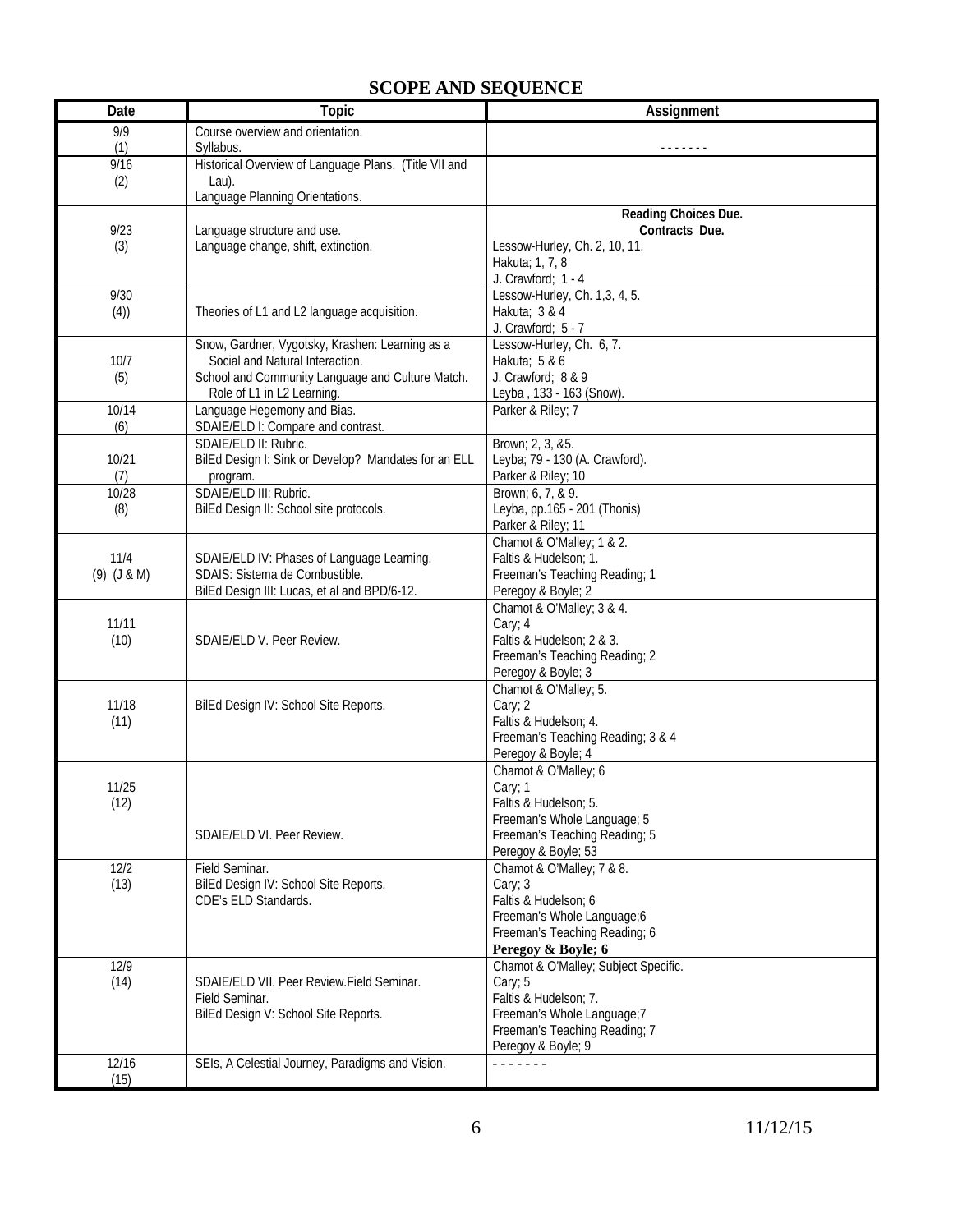# SCOPE AND SEQUENCE

| Date | Topic | Assignment |
|---|---|---|
| 9/9 (1) | Course overview and orientation. Syllabus. | - - - - - - - |
| 9/16 (2) | Historical Overview of Language Plans. (Title VII and Lau). Language Planning Orientations. | |
| 9/23 (3) | Language structure and use. Language change, shift, extinction. | **Reading Choices Due.** **Contracts Due.** Lessow-Hurley, Ch. 2, 10, 11. Hakuta; 1, 7, 8 J. Crawford; 1 - 4 |
| 9/30 (4)) | Theories of L1 and L2 language acquisition. | Lessow-Hurley, Ch. 1,3, 4, 5. Hakuta; 3 & 4 J. Crawford; 5 - 7 |
| 10/7 (5) | Snow, Gardner, Vygotsky, Krashen: Learning as a Social and Natural Interaction. School and Community Language and Culture Match. Role of L1 in L2 Learning. | Lessow-Hurley, Ch. 6, 7. Hakuta; 5 & 6 J. Crawford; 8 & 9 Leyba , 133 - 163 (Snow). |
| 10/14 (6) | Language Hegemony and Bias. SDAIE/ELD I: Compare and contrast. | Parker & Riley; 7 |
| 10/21 (7) | SDAIE/ELD II: Rubric. BilEd Design I: Sink or Develop? Mandates for an ELL program. | Brown; 2, 3, &5. Leyba; 79 - 130 (A. Crawford). Parker & Riley; 10 |
| 10/28 (8) | SDAIE/ELD III: Rubric. BilEd Design II: School site protocols. | Brown; 6, 7, & 9. Leyba, pp.165 - 201 (Thonis) Parker & Riley; 11 |
| 11/4 (9) (J & M) | SDAIE/ELD IV: Phases of Language Learning. SDAIS: Sistema de Combustible. BilEd Design III: Lucas, et al and BPD/6-12. | Chamot & O'Malley; 1 & 2. Faltis & Hudelson; 1. Freeman's Teaching Reading; 1 Peregoy & Boyle; 2 |
| 11/11 (10) | SDAIE/ELD V. Peer Review. | Chamot & O'Malley; 3 & 4. Cary; 4 Faltis & Hudelson; 2 & 3. Freeman's Teaching Reading; 2 Peregoy & Boyle; 3 |
| 11/18 (11) | BilEd Design IV: School Site Reports. | Chamot & O'Malley; 5. Cary; 2 Faltis & Hudelson; 4. Freeman's Teaching Reading; 3 & 4 Peregoy & Boyle; 4 |
| 11/25 (12) | SDAIE/ELD VI. Peer Review. | Chamot & O'Malley; 6 Cary; 1 Faltis & Hudelson; 5. Freeman's Whole Language; 5 Freeman's Teaching Reading; 5 Peregoy & Boyle; 53 |
| 12/2 (13) | Field Seminar. BilEd Design IV: School Site Reports. CDE's ELD Standards. | Chamot & O'Malley; 7 & 8. Cary; 3 Faltis & Hudelson; 6 Freeman's Whole Language;6 Freeman's Teaching Reading; 6 **Peregoy & Boyle; 6** |
| 12/9 (14) | SDAIE/ELD VII. Peer Review.Field Seminar. Field Seminar. BilEd Design V: School Site Reports. | Chamot & O'Malley; Subject Specific. Cary; 5 Faltis & Hudelson; 7. Freeman's Whole Language;7 Freeman's Teaching Reading; 7 Peregoy & Boyle; 9 |
| 12/16 (15) | SEIs, A Celestial Journey, Paradigms and Vision. | - - - - - - - |

11/12/15